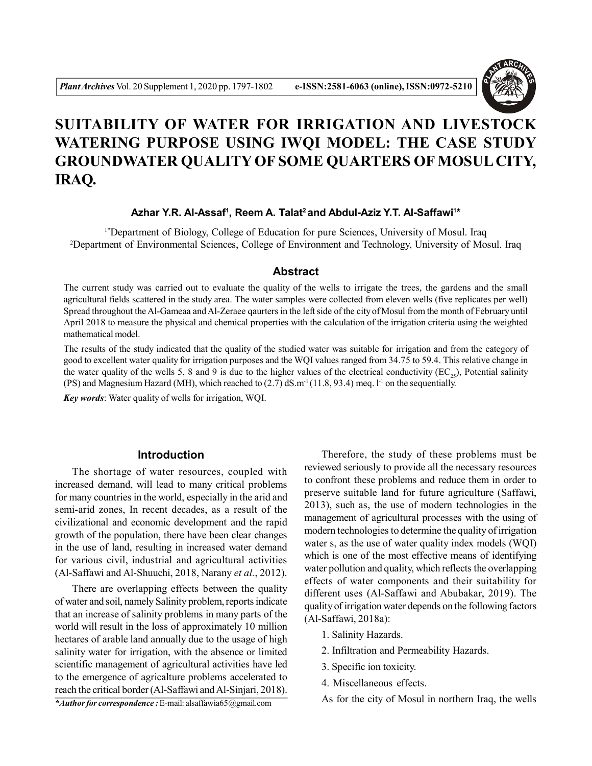# SUITABILITY OF WATER FOR IRRIGATION AND LIVESTOCK WATERING PURPOSE USING IWQI MODEL: THE CASE STUDY GROUNDWATER QUALITY OF SOME QUARTERS OF MOSUL CITY, IRAQ.

**Azhar Y.R. Al-Assaf[1], Reem A. Talat[2] and Abdul-Aziz Y.T. Al-Saffawi[1]***

[1*]Department of Biology, College of Education for pure Sciences, University of Mosul. Iraq
[2]Department of Environmental Sciences, College of Environment and Technology, University of Mosul. Iraq

## Abstract

The current study was carried out to evaluate the quality of the wells to irrigate the trees, the gardens and the small agricultural fields scattered in the study area. The water samples were collected from eleven wells (five replicates per well) Spread throughout the Al-Gameaa and Al-Zeraee qaurters in the left side of the city of Mosul from the month of February until April 2018 to measure the physical and chemical properties with the calculation of the irrigation criteria using the weighted mathematical model.

The results of the study indicated that the quality of the studied water was suitable for irrigation and from the category of good to excellent water quality for irrigation purposes and the WQI values ranged from 34.75 to 59.4. This relative change in the water quality of the wells 5, 8 and 9 is due to the higher values of the electrical conductivity ($EC_{25}$), Potential salinity (PS) and Magnesium Hazard (MH), which reached to (2.7) $dS.m^{-1}$ (11.8, 93.4) meq. $l^{-1}$ on the sequentially.

***Key words***: Water quality of wells for irrigation, WQI.

## Introduction

The shortage of water resources, coupled with increased demand, will lead to many critical problems for many countries in the world, especially in the arid and semi-arid zones, In recent decades, as a result of the civilizational and economic development and the rapid growth of the population, there have been clear changes in the use of land, resulting in increased water demand for various civil, industrial and agricultural activities (Al-Saffawi and Al-Shuuchi, 2018, Narany *et al.*, 2012).

There are overlapping effects between the quality of water and soil, namely Salinity problem, reports indicate that an increase of salinity problems in many parts of the world will result in the loss of approximately 10 million hectares of arable land annually due to the usage of high salinity water for irrigation, with the absence or limited scientific management of agricultural activities have led to the emergence of agricalture problems accelerated to reach the critical border (Al-Saffawi and Al-Sinjari, 2018).

Therefore, the study of these problems must be reviewed seriously to provide all the necessary resources to confront these problems and reduce them in order to preserve suitable land for future agriculture (Saffawi, 2013), such as, the use of modern technologies in the management of agricultural processes with the using of modern technologies to determine the quality of irrigation water s, as the use of water quality index models (WQI) which is one of the most effective means of identifying water pollution and quality, which reflects the overlapping effects of water components and their suitability for different uses (Al-Saffawi and Abubakar, 2019). The quality of irrigation water depends on the following factors (Al-Saffawi, 2018a):

1. Salinity Hazards.
2. Infiltration and Permeability Hazards.
3. Specific ion toxicity.
4. Miscellaneous effects.

As for the city of Mosul in northern Iraq, the wells

**Author for correspondence :* E-mail: alsaffawia65@gmail.com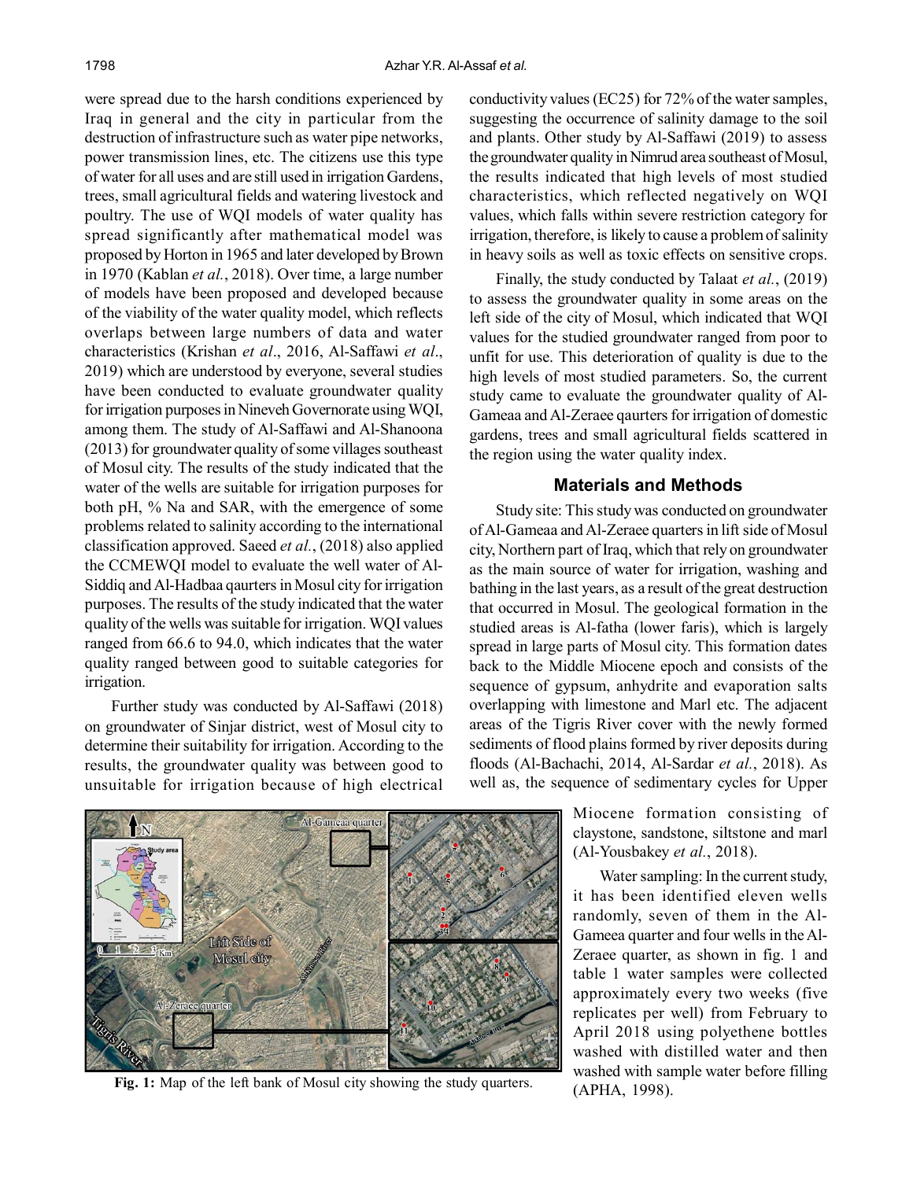were spread due to the harsh conditions experienced by Iraq in general and the city in particular from the destruction of infrastructure such as water pipe networks, power transmission lines, etc. The citizens use this type of water for all uses and are still used in irrigation Gardens, trees, small agricultural fields and watering livestock and poultry. The use of WQI models of water quality has spread significantly after mathematical model was proposed by Horton in 1965 and later developed by Brown in 1970 (Kablan *et al.*, 2018). Over time, a large number of models have been proposed and developed because of the viability of the water quality model, which reflects overlaps between large numbers of data and water characteristics (Krishan *et al*., 2016, Al-Saffawi *et al*., 2019) which are understood by everyone, several studies have been conducted to evaluate groundwater quality for irrigation purposes in Nineveh Governorate using WQI, among them. The study of Al-Saffawi and Al-Shanoona (2013) for groundwater quality of some villages southeast of Mosul city. The results of the study indicated that the water of the wells are suitable for irrigation purposes for both pH, % Na and SAR, with the emergence of some problems related to salinity according to the international classification approved. Saeed *et al.*, (2018) also applied the CCMEWQI model to evaluate the well water of Al-Siddiq and Al-Hadbaa qaurters in Mosul city for irrigation purposes. The results of the study indicated that the water quality of the wells was suitable for irrigation. WQI values ranged from 66.6 to 94.0, which indicates that the water quality ranged between good to suitable categories for irrigation.

Further study was conducted by Al-Saffawi (2018) on groundwater of Sinjar district, west of Mosul city to determine their suitability for irrigation. According to the results, the groundwater quality was between good to unsuitable for irrigation because of high electrical conductivity values (EC25) for 72% of the water samples, suggesting the occurrence of salinity damage to the soil and plants. Other study by Al-Saffawi (2019) to assess the groundwater quality in Nimrud area southeast of Mosul, the results indicated that high levels of most studied characteristics, which reflected negatively on WQI values, which falls within severe restriction category for irrigation, therefore, is likely to cause a problem of salinity in heavy soils as well as toxic effects on sensitive crops.

Finally, the study conducted by Talaat *et al.*, (2019) to assess the groundwater quality in some areas on the left side of the city of Mosul, which indicated that WQI values for the studied groundwater ranged from poor to unfit for use. This deterioration of quality is due to the high levels of most studied parameters. So, the current study came to evaluate the groundwater quality of Al-Gameaa and Al-Zeraee qaurters for irrigation of domestic gardens, trees and small agricultural fields scattered in the region using the water quality index.

## Materials and Methods

Study site: This study was conducted on groundwater of Al-Gameaa and Al-Zeraee quarters in lift side of Mosul city, Northern part of Iraq, which that rely on groundwater as the main source of water for irrigation, washing and bathing in the last years, as a result of the great destruction that occurred in Mosul. The geological formation in the studied areas is Al-fatha (lower faris), which is largely spread in large parts of Mosul city. This formation dates back to the Middle Miocene epoch and consists of the sequence of gypsum, anhydrite and evaporation salts overlapping with limestone and Marl etc. The adjacent areas of the Tigris River cover with the newly formed sediments of flood plains formed by river deposits during floods (Al-Bachachi, 2014, Al-Sardar *et al.*, 2018). As well as, the sequence of sedimentary cycles for Upper Miocene formation consisting of claystone, sandstone, siltstone and marl (Al-Yousbakey *et al.*, 2018).

Water sampling: In the current study, it has been identified eleven wells randomly, seven of them in the Al-Gameea quarter and four wells in the Al-Zeraee quarter, as shown in fig. 1 and table 1 water samples were collected approximately every two weeks (five replicates per well) from February to April 2018 using polyethene bottles washed with distilled water and then washed with sample water before filling (APHA, 1998).

**Fig. 1:** Map of the left bank of Mosul city showing the study quarters.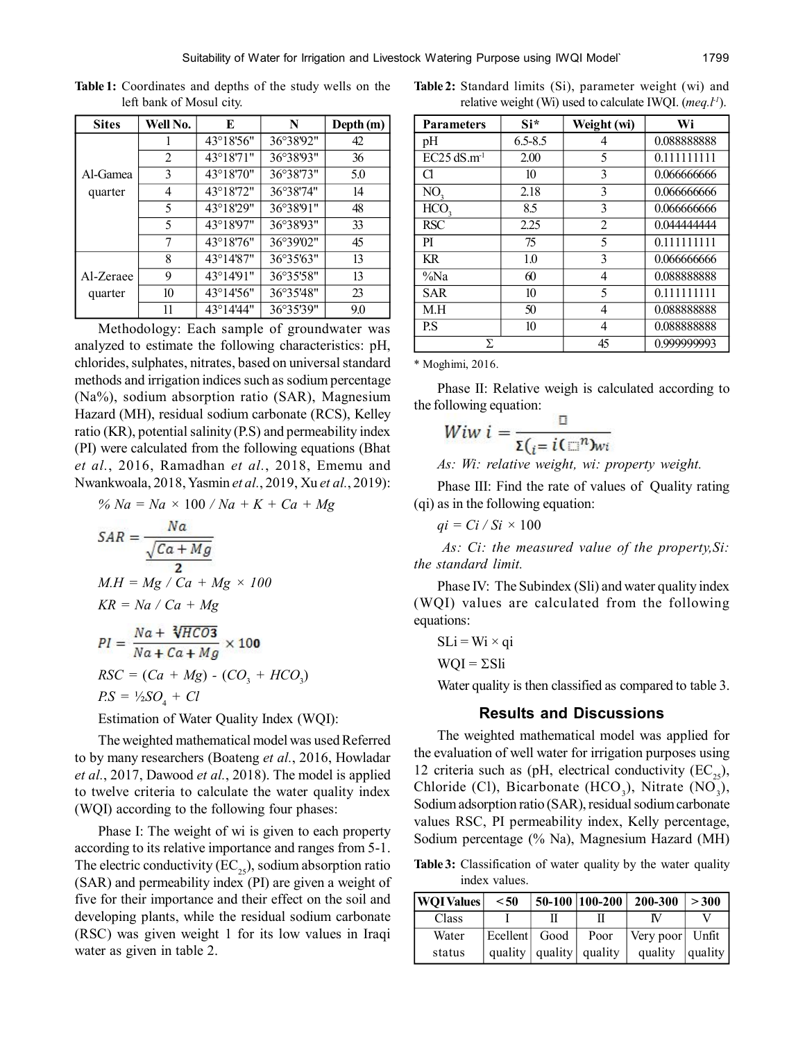**Table 1:** Coordinates and depths of the study wells on the left bank of Mosul city.

| Sites | Well No. | E | N | Depth (m) |
|---|---|---|---|---|
| Al-Gamea quarter | 1 | 43°18'56" | 36°38'92" | 42 |
| | 2 | 43°18'71" | 36°38'93" | 36 |
| | 3 | 43°18'70" | 36°38'73" | 5.0 |
| | 4 | 43°18'72" | 36°38'74" | 14 |
| | 5 | 43°18'29" | 36°38'91" | 48 |
| | 5 | 43°18'97" | 36°38'93" | 33 |
| | 7 | 43°18'76" | 36°39'02" | 45 |
| Al-Zeraee quarter | 8 | 43°14'87" | 36°35'63" | 13 |
| | 9 | 43°14'91" | 36°35'58" | 13 |
| | 10 | 43°14'56" | 36°35'48" | 23 |
| | 11 | 43°14'44" | 36°35'39" | 9.0 |

Methodology: Each sample of groundwater was analyzed to estimate the following characteristics: pH, chlorides, sulphates, nitrates, based on universal standard methods and irrigation indices such as sodium percentage (Na%), sodium absorption ratio (SAR), Magnesium Hazard (MH), residual sodium carbonate (RCS), Kelley ratio (KR), potential salinity (P.S) and permeability index (PI) were calculated from the following equations (Bhat *et al.*, 2016, Ramadhan *et al.*, 2018, Ememu and Nwankwoala, 2018, Yasmin *et al.*, 2019, Xu *et al.*, 2019):

$$\% Na = Na \times 100 / Na + K + Ca + Mg$$

$$SAR = \frac{Na}{\sqrt{\frac{Ca + Mg}{2}}}$$

$$M.H = Mg / Ca + Mg \times 100$$

$$KR = Na / Ca + Mg$$

$$PI = \frac{Na + \sqrt[3]{HCO3}}{Na + Ca + Mg} \times 100$$

$$RSC = (Ca + Mg) - (CO_3 + HCO_3)$$

$$P.S = ½SO_4 + Cl$$

Estimation of Water Quality Index (WQI):

The weighted mathematical model was used Referred to by many researchers (Boateng *et al.*, 2016, Howladar *et al.*, 2017, Dawood *et al.*, 2018). The model is applied to twelve criteria to calculate the water quality index (WQI) according to the following four phases:

Phase I: The weight of wi is given to each property according to its relative importance and ranges from 5-1. The electric conductivity ($EC_{25}$), sodium absorption ratio (SAR) and permeability index (PI) are given a weight of five for their importance and their effect on the soil and developing plants, while the residual sodium carbonate (RSC) was given weight 1 for its low values in Iraqi water as given in table 2.

**Table 2:** Standard limits (Si), parameter weight (wi) and relative weight (Wi) used to calculate IWQI. (*meq.l*$^{-1}$).

| Parameters | Si* | Weight (wi) | Wi |
|---|---|---|---|
| pH | 6.5-8.5 | 4 | 0.088888888 |
| $EC25\ dS.m^{-1}$ | 2.00 | 5 | 0.111111111 |
| Cl | 10 | 3 | 0.066666666 |
| $NO_3$ | 2.18 | 3 | 0.066666666 |
| $HCO_3$ | 8.5 | 3 | 0.066666666 |
| RSC | 2.25 | 2 | 0.044444444 |
| PI | 75 | 5 | 0.111111111 |
| KR | 1.0 | 3 | 0.066666666 |
| %Na | 60 | 4 | 0.088888888 |
| SAR | 10 | 5 | 0.111111111 |
| M.H | 50 | 4 | 0.088888888 |
| P.S | 10 | 4 | 0.088888888 |
| Σ | | 45 | 0.999999993 |

\* Moghimi, 2016.

Phase II: Relative weigh is calculated according to the following equation:

$$Wiw\ i = \frac{\square}{\Sigma(_i = i(\square^n)_{wi}}$$

*As: Wi: relative weight, wi: property weight.*

Phase III: Find the rate of values of Quality rating (qi) as in the following equation:

$$qi = Ci / Si \times 100$$

*As: Ci: the measured value of the property,Si: the standard limit.*

Phase IV: The Subindex (SIi) and water quality index (WQI) values are calculated from the following equations:

$$SLi = Wi \times qi$$

$$WQI = \Sigma SIi$$

Water quality is then classified as compared to table 3.

## Results and Discussions

The weighted mathematical model was applied for the evaluation of well water for irrigation purposes using 12 criteria such as (pH, electrical conductivity ($EC_{25}$), Chloride (Cl), Bicarbonate ($HCO_3$), Nitrate ($NO_3$), Sodium adsorption ratio (SAR), residual sodium carbonate values RSC, PI permeability index, Kelly percentage, Sodium percentage (% Na), Magnesium Hazard (MH)

**Table 3:** Classification of water quality by the water quality index values.

| WQI Values | < 50 | 50-100 | 100-200 | 200-300 | > 300 |
|---|---|---|---|---|---|
| Class | I | II | II | IV | V |
| Water status | Ecellent quality | Good quality | Poor quality | Very poor quality | Unfit quality |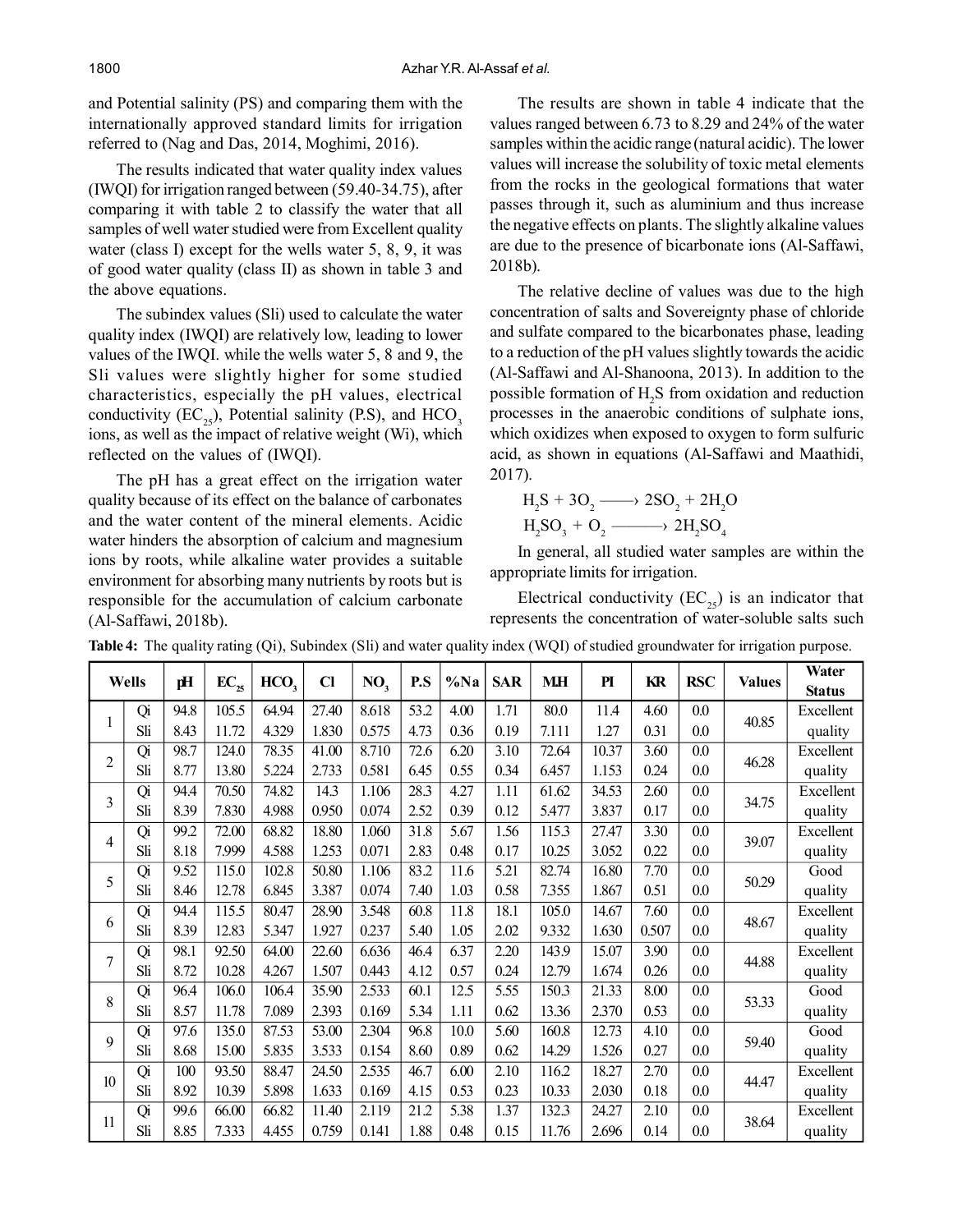and Potential salinity (PS) and comparing them with the internationally approved standard limits for irrigation referred to (Nag and Das, 2014, Moghimi, 2016).

The results indicated that water quality index values (IWQI) for irrigation ranged between (59.40-34.75), after comparing it with table 2 to classify the water that all samples of well water studied were from Excellent quality water (class I) except for the wells water 5, 8, 9, it was of good water quality (class II) as shown in table 3 and the above equations.

The subindex values (Sli) used to calculate the water quality index (IWQI) are relatively low, leading to lower values of the IWQI. while the wells water 5, 8 and 9, the Sli values were slightly higher for some studied characteristics, especially the pH values, electrical conductivity ($EC_{25}$), Potential salinity (P.S), and $HCO_3$ ions, as well as the impact of relative weight (Wi), which reflected on the values of (IWQI).

The pH has a great effect on the irrigation water quality because of its effect on the balance of carbonates and the water content of the mineral elements. Acidic water hinders the absorption of calcium and magnesium ions by roots, while alkaline water provides a suitable environment for absorbing many nutrients by roots but is responsible for the accumulation of calcium carbonate (Al-Saffawi, 2018b).

The results are shown in table 4 indicate that the values ranged between 6.73 to 8.29 and 24% of the water samples within the acidic range (natural acidic). The lower values will increase the solubility of toxic metal elements from the rocks in the geological formations that water passes through it, such as aluminium and thus increase the negative effects on plants. The slightly alkaline values are due to the presence of bicarbonate ions (Al-Saffawi, 2018b).

The relative decline of values was due to the high concentration of salts and Sovereignty phase of chloride and sulfate compared to the bicarbonates phase, leading to a reduction of the pH values slightly towards the acidic (Al-Saffawi and Al-Shanoona, 2013). In addition to the possible formation of $H_2S$ from oxidation and reduction processes in the anaerobic conditions of sulphate ions, which oxidizes when exposed to oxygen to form sulfuric acid, as shown in equations (Al-Saffawi and Maathidi, 2017).

$$H_2S + 3O_2 \longrightarrow 2SO_2 + 2H_2O$$

$$H_2SO_3 + O_2 \longrightarrow 2H_2SO_4$$

In general, all studied water samples are within the appropriate limits for irrigation.

Electrical conductivity ($EC_{25}$) is an indicator that represents the concentration of water-soluble salts such

**Table 4:** The quality rating (Qi), Subindex (Sli) and water quality index (WQI) of studied groundwater for irrigation purpose.

| Wells | | pH | $EC_{25}$ | $HCO_3$ | Cl | $NO_3$ | P.S | %Na | SAR | M.H | PI | KR | RSC | Values | Water Status |
|---|---|---|---|---|---|---|---|---|---|---|---|---|---|---|---|
| 1 | Qi | 94.8 | 105.5 | 64.94 | 27.40 | 8.618 | 53.2 | 4.00 | 1.71 | 80.0 | 11.4 | 4.60 | 0.0 | 40.85 | Excellent quality |
| | Sli | 8.43 | 11.72 | 4.329 | 1.830 | 0.575 | 4.73 | 0.36 | 0.19 | 7.111 | 1.27 | 0.31 | 0.0 | | |
| 2 | Qi | 98.7 | 124.0 | 78.35 | 41.00 | 8.710 | 72.6 | 6.20 | 3.10 | 72.64 | 10.37 | 3.60 | 0.0 | 46.28 | Excellent quality |
| | Sli | 8.77 | 13.80 | 5.224 | 2.733 | 0.581 | 6.45 | 0.55 | 0.34 | 6.457 | 1.153 | 0.24 | 0.0 | | |
| 3 | Qi | 94.4 | 70.50 | 74.82 | 14.3 | 1.106 | 28.3 | 4.27 | 1.11 | 61.62 | 34.53 | 2.60 | 0.0 | 34.75 | Excellent quality |
| | Sli | 8.39 | 7.830 | 4.988 | 0.950 | 0.074 | 2.52 | 0.39 | 0.12 | 5.477 | 3.837 | 0.17 | 0.0 | | |
| 4 | Qi | 99.2 | 72.00 | 68.82 | 18.80 | 1.060 | 31.8 | 5.67 | 1.56 | 115.3 | 27.47 | 3.30 | 0.0 | 39.07 | Excellent quality |
| | Sli | 8.18 | 7.999 | 4.588 | 1.253 | 0.071 | 2.83 | 0.48 | 0.17 | 10.25 | 3.052 | 0.22 | 0.0 | | |
| 5 | Qi | 9.52 | 115.0 | 102.8 | 50.80 | 1.106 | 83.2 | 11.6 | 5.21 | 82.74 | 16.80 | 7.70 | 0.0 | 50.29 | Good quality |
| | Sli | 8.46 | 12.78 | 6.845 | 3.387 | 0.074 | 7.40 | 1.03 | 0.58 | 7.355 | 1.867 | 0.51 | 0.0 | | |
| 6 | Qi | 94.4 | 115.5 | 80.47 | 28.90 | 3.548 | 60.8 | 11.8 | 18.1 | 105.0 | 14.67 | 7.60 | 0.0 | 48.67 | Excellent quality |
| | Sli | 8.39 | 12.83 | 5.347 | 1.927 | 0.237 | 5.40 | 1.05 | 2.02 | 9.332 | 1.630 | 0.507 | 0.0 | | |
| 7 | Qi | 98.1 | 92.50 | 64.00 | 22.60 | 6.636 | 46.4 | 6.37 | 2.20 | 143.9 | 15.07 | 3.90 | 0.0 | 44.88 | Excellent quality |
| | Sli | 8.72 | 10.28 | 4.267 | 1.507 | 0.443 | 4.12 | 0.57 | 0.24 | 12.79 | 1.674 | 0.26 | 0.0 | | |
| 8 | Qi | 96.4 | 106.0 | 106.4 | 35.90 | 2.533 | 60.1 | 12.5 | 5.55 | 150.3 | 21.33 | 8.00 | 0.0 | 53.33 | Good quality |
| | Sli | 8.57 | 11.78 | 7.089 | 2.393 | 0.169 | 5.34 | 1.11 | 0.62 | 13.36 | 2.370 | 0.53 | 0.0 | | |
| 9 | Qi | 97.6 | 135.0 | 87.53 | 53.00 | 2.304 | 96.8 | 10.0 | 5.60 | 160.8 | 12.73 | 4.10 | 0.0 | 59.40 | Good quality |
| | Sli | 8.68 | 15.00 | 5.835 | 3.533 | 0.154 | 8.60 | 0.89 | 0.62 | 14.29 | 1.526 | 0.27 | 0.0 | | |
| 10 | Qi | 100 | 93.50 | 88.47 | 24.50 | 2.535 | 46.7 | 6.00 | 2.10 | 116.2 | 18.27 | 2.70 | 0.0 | 44.47 | Excellent quality |
| | Sli | 8.92 | 10.39 | 5.898 | 1.633 | 0.169 | 4.15 | 0.53 | 0.23 | 10.33 | 2.030 | 0.18 | 0.0 | | |
| 11 | Qi | 99.6 | 66.00 | 66.82 | 11.40 | 2.119 | 21.2 | 5.38 | 1.37 | 132.3 | 24.27 | 2.10 | 0.0 | 38.64 | Excellent quality |
| | Sli | 8.85 | 7.333 | 4.455 | 0.759 | 0.141 | 1.88 | 0.48 | 0.15 | 11.76 | 2.696 | 0.14 | 0.0 | | |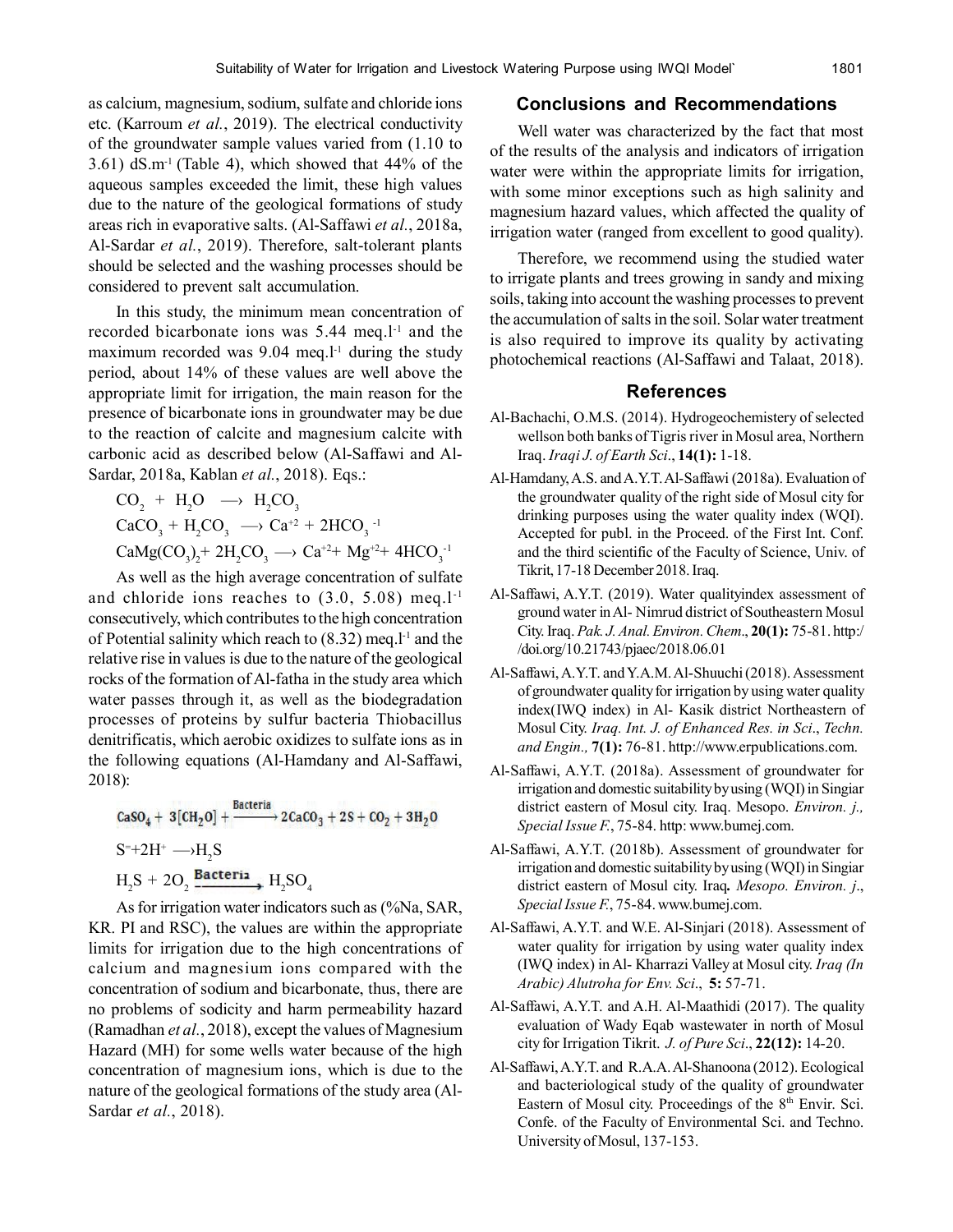as calcium, magnesium, sodium, sulfate and chloride ions etc. (Karroum *et al.*, 2019). The electrical conductivity of the groundwater sample values varied from (1.10 to 3.61) dS.m$^{-1}$ (Table 4), which showed that 44% of the aqueous samples exceeded the limit, these high values due to the nature of the geological formations of study areas rich in evaporative salts. (Al-Saffawi *et al.*, 2018a, Al-Sardar *et al.*, 2019). Therefore, salt-tolerant plants should be selected and the washing processes should be considered to prevent salt accumulation.

In this study, the minimum mean concentration of recorded bicarbonate ions was 5.44 meq.l$^{-1}$ and the maximum recorded was 9.04 meq.l$^{-1}$ during the study period, about 14% of these values are well above the appropriate limit for irrigation, the main reason for the presence of bicarbonate ions in groundwater may be due to the reaction of calcite and magnesium calcite with carbonic acid as described below (Al-Saffawi and Al-Sardar, 2018a, Kablan *et al.*, 2018). Eqs.:

$$CO_2 + H_2O \longrightarrow H_2CO_3$$

$$CaCO_3 + H_2CO_3 \longrightarrow Ca^{+2} + 2HCO_3^{-1}$$

$$CaMg(CO_3)_2 + 2H_2CO_3 \longrightarrow Ca^{+2} + Mg^{+2} + 4HCO_3^{-1}$$

As well as the high average concentration of sulfate and chloride ions reaches to (3.0, 5.08) meq.l$^{-1}$ consecutively, which contributes to the high concentration of Potential salinity which reach to (8.32) meq.l$^{-1}$ and the relative rise in values is due to the nature of the geological rocks of the formation of Al-fatha in the study area which water passes through it, as well as the biodegradation processes of proteins by sulfur bacteria Thiobacillus denitrificatis, which aerobic oxidizes to sulfate ions as in the following equations (Al-Hamdany and Al-Saffawi, 2018):

$$CaSO_4 + 3[CH_2O] + \xrightarrow{\text{Bacteria}} 2CaCO_3 + 2S + CO_2 + 3H_2O$$

$$S^{=} + 2H^{+} \longrightarrow H_2S$$

$$H_2S + 2O_2 \xrightarrow{\text{Bacteria}} H_2SO_4$$

As for irrigation water indicators such as (%Na, SAR, KR. PI and RSC), the values are within the appropriate limits for irrigation due to the high concentrations of calcium and magnesium ions compared with the concentration of sodium and bicarbonate, thus, there are no problems of sodicity and harm permeability hazard (Ramadhan *et al.*, 2018), except the values of Magnesium Hazard (MH) for some wells water because of the high concentration of magnesium ions, which is due to the nature of the geological formations of the study area (Al-Sardar *et al.*, 2018).

## Conclusions and Recommendations

Well water was characterized by the fact that most of the results of the analysis and indicators of irrigation water were within the appropriate limits for irrigation, with some minor exceptions such as high salinity and magnesium hazard values, which affected the quality of irrigation water (ranged from excellent to good quality).

Therefore, we recommend using the studied water to irrigate plants and trees growing in sandy and mixing soils, taking into account the washing processes to prevent the accumulation of salts in the soil. Solar water treatment is also required to improve its quality by activating photochemical reactions (Al-Saffawi and Talaat, 2018).

## References

Al-Bachachi, O.M.S. (2014). Hydrogeochemistery of selected wellson both banks of Tigris river in Mosul area, Northern Iraq. *Iraqi J. of Earth Sci*., **14(1):** 1-18.

Al-Hamdany, A.S. and A.Y.T. Al-Saffawi (2018a). Evaluation of the groundwater quality of the right side of Mosul city for drinking purposes using the water quality index (WQI). Accepted for publ. in the Proceed. of the First Int. Conf. and the third scientific of the Faculty of Science, Univ. of Tikrit, 17-18 December 2018. Iraq.

Al-Saffawi, A.Y.T. (2019). Water qualityindex assessment of ground water in Al- Nimrud district of Southeastern Mosul City. Iraq. *Pak. J. Anal. Environ. Chem*., **20(1):** 75-81. http://doi.org/10.21743/pjaec/2018.06.01

Al-Saffawi, A.Y.T. and Y.A.M. Al-Shuuchi (2018). Assessment of groundwater quality for irrigation by using water quality index(IWQ index) in Al- Kasik district Northeastern of Mosul City. *Iraq. Int. J. of Enhanced Res. in Sci., Techn. and Engin.,* **7(1):** 76-81. http://www.erpublications.com.

Al-Saffawi, A.Y.T. (2018a). Assessment of groundwater for irrigation and domestic suitability by using (WQI) in Singiar district eastern of Mosul city. Iraq. Mesopo. *Environ. j., Special Issue F.*, 75-84. http: www.bumej.com.

Al-Saffawi, A.Y.T. (2018b). Assessment of groundwater for irrigation and domestic suitability by using (WQI) in Singiar district eastern of Mosul city. Iraq**.** *Mesopo. Environ. j*., *Special Issue F.*, 75-84. www.bumej.com.

Al-Saffawi, A.Y.T. and W.E. Al-Sinjari (2018). Assessment of water quality for irrigation by using water quality index (IWQ index) in Al- Kharrazi Valley at Mosul city. *Iraq (In Arabic) Alutroha for Env. Sci*., **5:** 57-71.

Al-Saffawi, A.Y.T. and A.H. Al-Maathidi (2017). The quality evaluation of Wady Eqab wastewater in north of Mosul city for Irrigation Tikrit. *J. of Pure Sci*., **22(12):** 14-20.

Al-Saffawi, A.Y.T. and R.A.A. Al-Shanoona (2012). Ecological and bacteriological study of the quality of groundwater Eastern of Mosul city. Proceedings of the 8th Envir. Sci. Confe. of the Faculty of Environmental Sci. and Techno. University of Mosul, 137-153.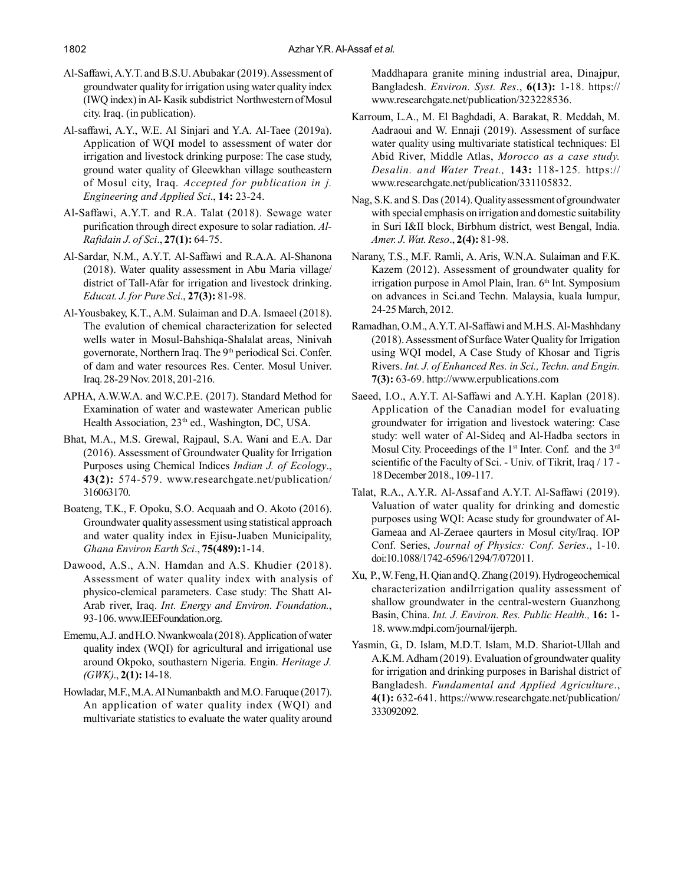Al-Saffawi, A.Y.T. and B.S.U. Abubakar (2019). Assessment of groundwater quality for irrigation using water quality index (IWQ index) in Al- Kasik subdistrict Northwestern of Mosul city. Iraq. (in publication).

Al-saffawi, A.Y., W.E. Al Sinjari and Y.A. Al-Taee (2019a). Application of WQI model to assessment of water dor irrigation and livestock drinking purpose: The case study, ground water quality of Gleewkhan village southeastern of Mosul city, Iraq. *Accepted for publication in j. Engineering and Applied Sci*., **14:** 23-24.

Al-Saffawi, A.Y.T. and R.A. Talat (2018). Sewage water purification through direct exposure to solar radiation. *Al-Rafidain J. of Sci*., **27(1):** 64-75.

Al-Sardar, N.M., A.Y.T. Al-Saffawi and R.A.A. Al-Shanona (2018). Water quality assessment in Abu Maria village/ district of Tall-Afar for irrigation and livestock drinking. *Educat. J. for Pure Sci*., **27(3):** 81-98.

Al-Yousbakey, K.T., A.M. Sulaiman and D.A. Ismaeel (2018). The evalution of chemical characterization for selected wells water in Mosul-Bahshiqa-Shalalat areas, Ninivah governorate, Northern Iraq. The 9th periodical Sci. Confer. of dam and water resources Res. Center. Mosul Univer. Iraq. 28-29 Nov. 2018, 201-216.

APHA, A.W.W.A. and W.C.P.E. (2017). Standard Method for Examination of water and wastewater American public Health Association, 23th ed., Washington, DC, USA.

Bhat, M.A., M.S. Grewal, Rajpaul, S.A. Wani and E.A. Dar (2016). Assessment of Groundwater Quality for Irrigation Purposes using Chemical Indices *Indian J. of Ecology*., **43(2):** 574-579. www.researchgate.net/publication/ 316063170.

Boateng, T.K., F. Opoku, S.O. Acquaah and O. Akoto (2016). Groundwater quality assessment using statistical approach and water quality index in Ejisu-Juaben Municipality, *Ghana Environ Earth Sci*., **75(489):** 1-14.

Dawood, A.S., A.N. Hamdan and A.S. Khudier (2018). Assessment of water quality index with analysis of physico-clemical parameters. Case study: The Shatt Al-Arab river, Iraq. *Int. Energy and Environ. Foundation.*, 93-106. www.IEEFoundation.org.

Ememu, A.J. and H.O. Nwankwoala (2018). Application of water quality index (WQI) for agricultural and irrigational use around Okpoko, southastern Nigeria. Engin. *Heritage J. (GWK)*., **2(1):** 14-18.

Howladar, M.F., M.A. Al Numanbakth and M.O. Faruque (2017). An application of water quality index (WQI) and multivariate statistics to evaluate the water quality around Maddhapara granite mining industrial area, Dinajpur, Bangladesh. *Environ. Syst. Res*., **6(13):** 1-18. https:// www.researchgate.net/publication/323228536.

Karroum, L.A., M. El Baghdadi, A. Barakat, R. Meddah, M. Aadraoui and W. Ennaji (2019). Assessment of surface water quality using multivariate statistical techniques: El Abid River, Middle Atlas, *Morocco as a case study. Desalin. and Water Treat.,* **143:** 118-125. https:// www.researchgate.net/publication/331105832.

Nag, S.K. and S. Das (2014). Quality assessment of groundwater with special emphasis on irrigation and domestic suitability in Suri I&II block, Birbhum district, west Bengal, India. *Amer. J. Wat. Reso*., **2(4):** 81-98.

Narany, T.S., M.F. Ramli, A. Aris, W.N.A. Sulaiman and F.K. Kazem (2012). Assessment of groundwater quality for irrigation purpose in Amol Plain, Iran. 6th Int. Symposium on advances in Sci.and Techn. Malaysia, kuala lumpur, 24-25 March, 2012.

Ramadhan, O.M., A.Y.T. Al-Saffawi and M.H.S. Al-Mashhdany (2018). Assessment of Surface Water Quality for Irrigation using WQI model, A Case Study of Khosar and Tigris Rivers. *Int. J. of Enhanced Res. in Sci., Techn. and Engin.* **7(3):** 63-69. http://www.erpublications.com

Saeed, I.O., A.Y.T. Al-Saffawi and A.Y.H. Kaplan (2018). Application of the Canadian model for evaluating groundwater for irrigation and livestock watering: Case study: well water of Al-Sideq and Al-Hadba sectors in Mosul City. Proceedings of the 1st Inter. Conf. and the 3rd scientific of the Faculty of Sci. - Univ. of Tikrit, Iraq / 17 - 18 December 2018., 109-117.

Talat, R.A., A.Y.R. Al-Assaf and A.Y.T. Al-Saffawi (2019). Valuation of water quality for drinking and domestic purposes using WQI: Acase study for groundwater of Al-Gameaa and Al-Zeraee qaurters in Mosul city/Iraq. IOP Conf. Series, *Journal of Physics: Conf. Series*., 1-10. doi:10.1088/1742-6596/1294/7/072011.

Xu, P., W. Feng, H. Qian and Q. Zhang (2019). Hydrogeochemical characterization andiIrrigation quality assessment of shallow groundwater in the central-western Guanzhong Basin, China. *Int. J. Environ. Res. Public Health.,* **16:** 1-18. www.mdpi.com/journal/ijerph.

Yasmin, G., D. Islam, M.D.T. Islam, M.D. Shariot-Ullah and A.K.M. Adham (2019). Evaluation of groundwater quality for irrigation and drinking purposes in Barishal district of Bangladesh. *Fundamental and Applied Agriculture*., **4(1):** 632-641. https://www.researchgate.net/publication/ 333092092.